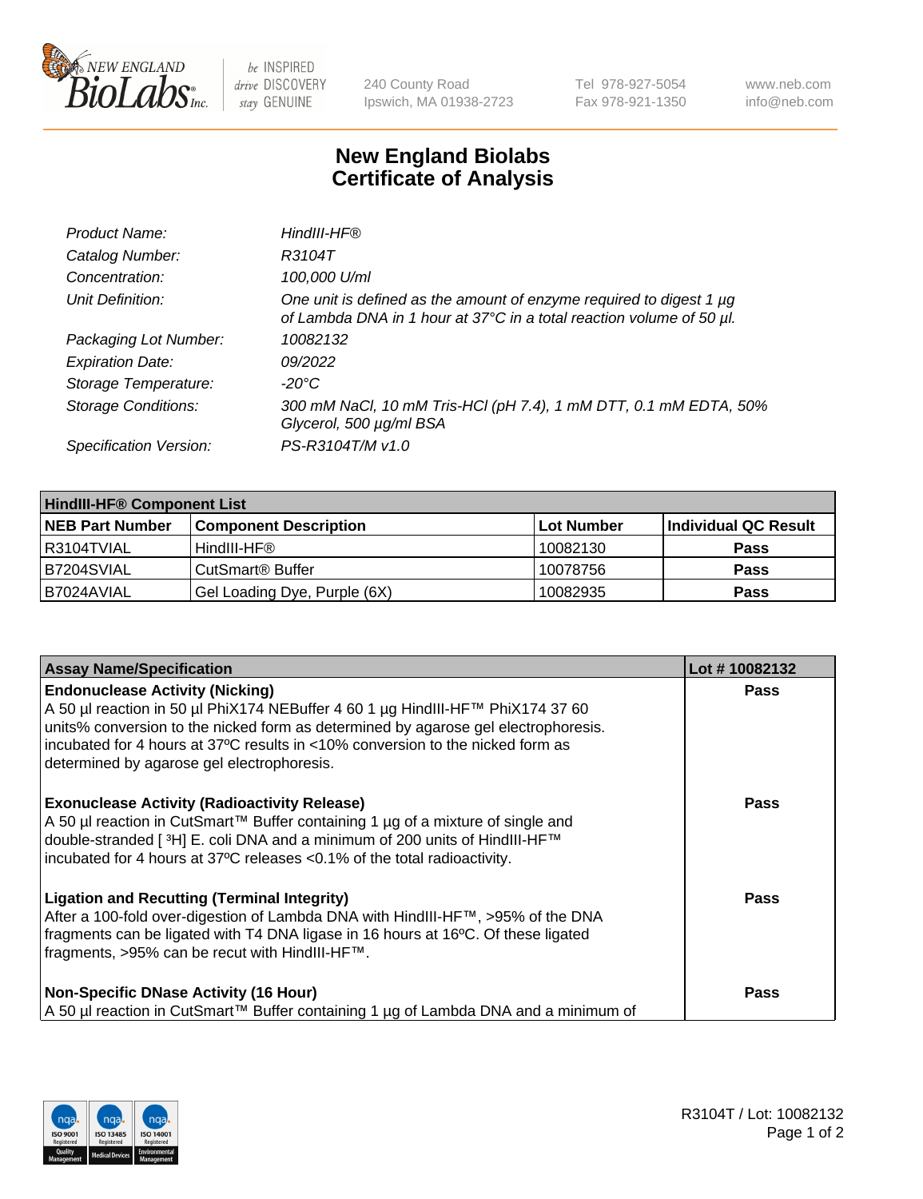# New England Biolabs Certificate of Analysis

| | |
|---|---|
| *Product Name:* | *HindIII-HF®* |
| *Catalog Number:* | *R3104T* |
| *Concentration:* | *100,000 U/ml* |
| *Unit Definition:* | *One unit is defined as the amount of enzyme required to digest 1 µg of Lambda DNA in 1 hour at 37°C in a total reaction volume of 50 µl.* |
| *Packaging Lot Number:* | *10082132* |
| *Expiration Date:* | *09/2022* |
| *Storage Temperature:* | *-20°C* |
| *Storage Conditions:* | *300 mM NaCl, 10 mM Tris-HCl (pH 7.4), 1 mM DTT, 0.1 mM EDTA, 50% Glycerol, 500 µg/ml BSA* |
| *Specification Version:* | *PS-R3104T/M v1.0* |

| **HindIII-HF® Component List** | | | |
|---|---|---|---|
| **NEB Part Number** | **Component Description** | **Lot Number** | **Individual QC Result** |
| R3104TVIAL | HindIII-HF® | 10082130 | **Pass** |
| B7204SVIAL | CutSmart® Buffer | 10078756 | **Pass** |
| B7024AVIAL | Gel Loading Dye, Purple (6X) | 10082935 | **Pass** |

| **Assay Name/Specification** | **Lot # 10082132** |
|---|---|
| **Endonuclease Activity (Nicking)**<br>A 50 µl reaction in 50 µl PhiX174 NEBuffer 4 60 1 µg HindIII-HF™ PhiX174 37 60 units% conversion to the nicked form as determined by agarose gel electrophoresis. incubated for 4 hours at 37ºC results in <10% conversion to the nicked form as determined by agarose gel electrophoresis. | **Pass** |
| **Exonuclease Activity (Radioactivity Release)**<br>A 50 µl reaction in CutSmart™ Buffer containing 1 µg of a mixture of single and double-stranded [ ³H] E. coli DNA and a minimum of 200 units of HindIII-HF™ incubated for 4 hours at 37ºC releases <0.1% of the total radioactivity. | **Pass** |
| **Ligation and Recutting (Terminal Integrity)**<br>After a 100-fold over-digestion of Lambda DNA with HindIII-HF™, >95% of the DNA fragments can be ligated with T4 DNA ligase in 16 hours at 16ºC. Of these ligated fragments, >95% can be recut with HindIII-HF™. | **Pass** |
| **Non-Specific DNase Activity (16 Hour)**<br>A 50 µl reaction in CutSmart™ Buffer containing 1 µg of Lambda DNA and a minimum of | **Pass** |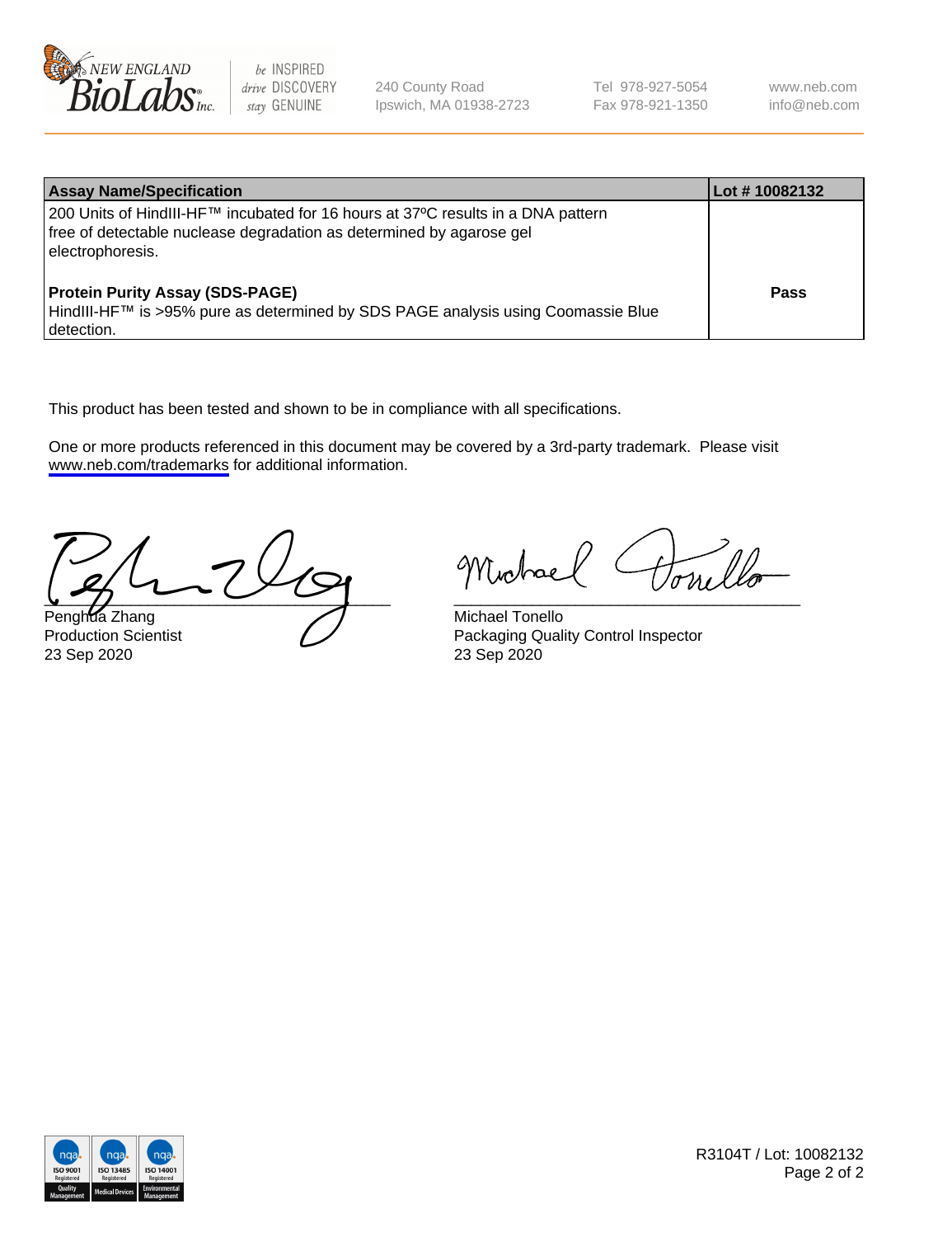| Assay Name/Specification | Lot # 10082132 |
| --- | --- |
| 200 Units of HindIII-HF™ incubated for 16 hours at 37ºC results in a DNA pattern free of detectable nuclease degradation as determined by agarose gel electrophoresis. | |
| **Protein Purity Assay (SDS-PAGE)**<br>HindIII-HF™ is >95% pure as determined by SDS PAGE analysis using Coomassie Blue detection. | **Pass** |

This product has been tested and shown to be in compliance with all specifications.

One or more products referenced in this document may be covered by a 3rd-party trademark. Please visit www.neb.com/trademarks for additional information.

Penghua Zhang
Production Scientist
23 Sep 2020

Michael Tonello
Packaging Quality Control Inspector
23 Sep 2020

R3104T / Lot: 10082132